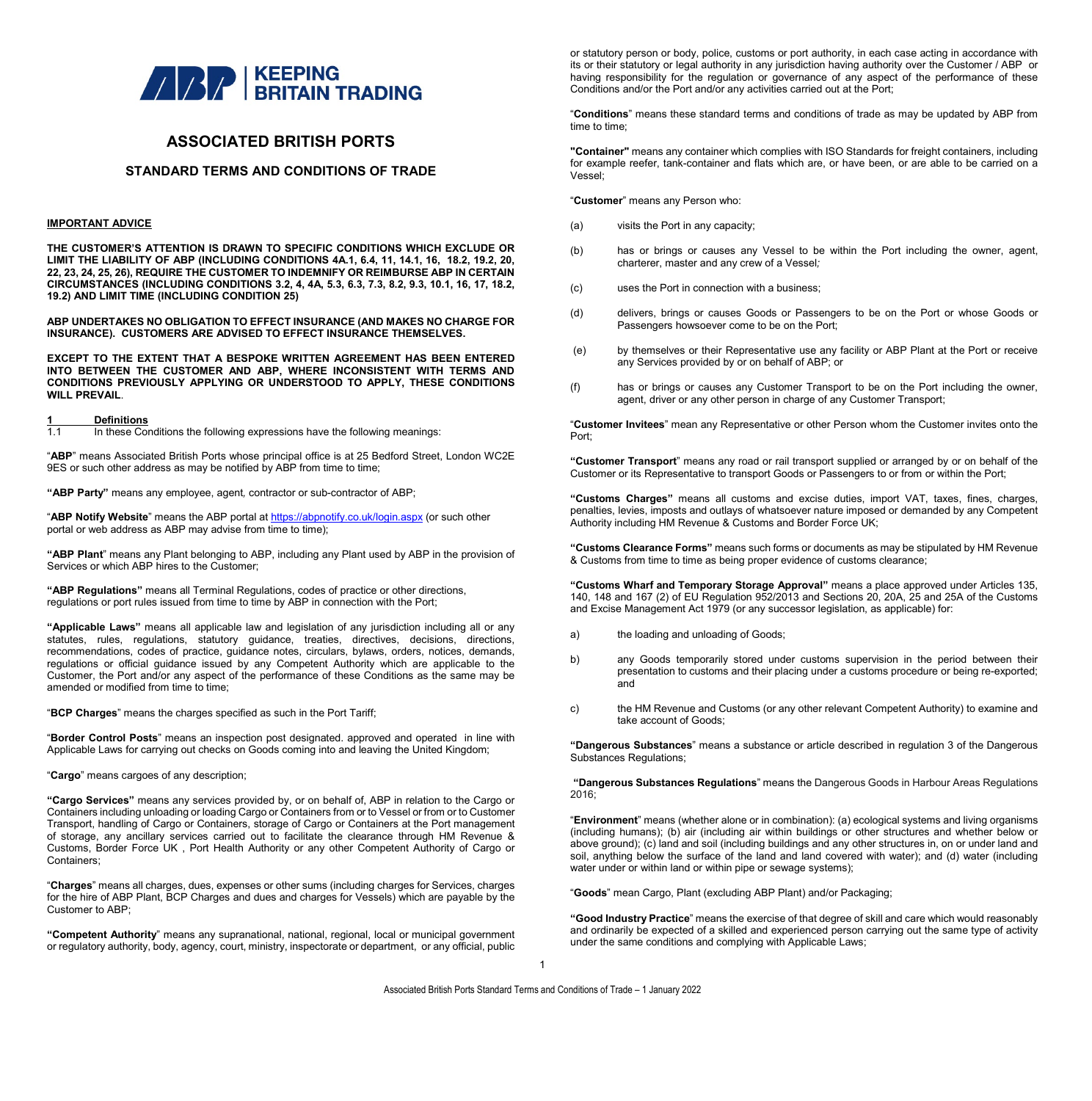ABP | KEEPING BRITAIN TRADING

# ASSOCIATED BRITISH PORTS

## STANDARD TERMS AND CONDITIONS OF TRADE

**IMPORTANT ADVICE**

**THE CUSTOMER'S ATTENTION IS DRAWN TO SPECIFIC CONDITIONS WHICH EXCLUDE OR LIMIT THE LIABILITY OF ABP (INCLUDING CONDITIONS 4A.1, 6.4, 11, 14.1, 16, 18.2, 19.2, 20, 22, 23, 24, 25, 26), REQUIRE THE CUSTOMER TO INDEMNIFY OR REIMBURSE ABP IN CERTAIN CIRCUMSTANCES (INCLUDING CONDITIONS 3.2, 4, 4A, 5.3, 6.3, 7.3, 8.2, 9.3, 10.1, 16, 17, 18.2, 19.2) AND LIMIT TIME (INCLUDING CONDITION 25)**

**ABP UNDERTAKES NO OBLIGATION TO EFFECT INSURANCE (AND MAKES NO CHARGE FOR INSURANCE). CUSTOMERS ARE ADVISED TO EFFECT INSURANCE THEMSELVES.**

**EXCEPT TO THE EXTENT THAT A BESPOKE WRITTEN AGREEMENT HAS BEEN ENTERED INTO BETWEEN THE CUSTOMER AND ABP, WHERE INCONSISTENT WITH TERMS AND CONDITIONS PREVIOUSLY APPLYING OR UNDERSTOOD TO APPLY, THESE CONDITIONS WILL PREVAIL**.

**1 Definitions**

1.1 In these Conditions the following expressions have the following meanings:

"**ABP**" means Associated British Ports whose principal office is at 25 Bedford Street, London WC2E 9ES or such other address as may be notified by ABP from time to time;

**"ABP Party"** means any employee, agent, contractor or sub-contractor of ABP;

"**ABP Notify Website**" means the ABP portal at https://abpnotify.co.uk/login.aspx (or such other portal or web address as ABP may advise from time to time);

**"ABP Plant**" means any Plant belonging to ABP, including any Plant used by ABP in the provision of Services or which ABP hires to the Customer;

**"ABP Regulations"** means all Terminal Regulations, codes of practice or other directions, regulations or port rules issued from time to time by ABP in connection with the Port;

**"Applicable Laws"** means all applicable law and legislation of any jurisdiction including all or any statutes, rules, regulations, statutory guidance, treaties, directives, decisions, directions, recommendations, codes of practice, guidance notes, circulars, bylaws, orders, notices, demands, regulations or official guidance issued by any Competent Authority which are applicable to the Customer, the Port and/or any aspect of the performance of these Conditions as the same may be amended or modified from time to time;

"**BCP Charges**" means the charges specified as such in the Port Tariff;

"**Border Control Posts**" means an inspection post designated. approved and operated in line with Applicable Laws for carrying out checks on Goods coming into and leaving the United Kingdom;

"**Cargo**" means cargoes of any description;

**"Cargo Services"** means any services provided by, or on behalf of, ABP in relation to the Cargo or Containers including unloading or loading Cargo or Containers from or to Vessel or from or to Customer Transport, handling of Cargo or Containers, storage of Cargo or Containers at the Port management of storage, any ancillary services carried out to facilitate the clearance through HM Revenue & Customs, Border Force UK , Port Health Authority or any other Competent Authority of Cargo or Containers;

"**Charges**" means all charges, dues, expenses or other sums (including charges for Services, charges for the hire of ABP Plant, BCP Charges and dues and charges for Vessels) which are payable by the Customer to ABP;

**"Competent Authority**" means any supranational, national, regional, local or municipal government or regulatory authority, body, agency, court, ministry, inspectorate or department, or any official, public or statutory person or body, police, customs or port authority, in each case acting in accordance with its or their statutory or legal authority in any jurisdiction having authority over the Customer / ABP or having responsibility for the regulation or governance of any aspect of the performance of these Conditions and/or the Port and/or any activities carried out at the Port;

"**Conditions**" means these standard terms and conditions of trade as may be updated by ABP from time to time;

**"Container"** means any container which complies with ISO Standards for freight containers, including for example reefer, tank-container and flats which are, or have been, or are able to be carried on a Vessel;

"**Customer**" means any Person who:

(a) visits the Port in any capacity;

(b) has or brings or causes any Vessel to be within the Port including the owner, agent, charterer, master and any crew of a Vessel*;*

(c) uses the Port in connection with a business;

(d) delivers, brings or causes Goods or Passengers to be on the Port or whose Goods or Passengers howsoever come to be on the Port;

(e) by themselves or their Representative use any facility or ABP Plant at the Port or receive any Services provided by or on behalf of ABP; or

(f) has or brings or causes any Customer Transport to be on the Port including the owner, agent, driver or any other person in charge of any Customer Transport;

"**Customer Invitees**" mean any Representative or other Person whom the Customer invites onto the Port;

**"Customer Transport**" means any road or rail transport supplied or arranged by or on behalf of the Customer or its Representative to transport Goods or Passengers to or from or within the Port;

**"Customs Charges"** means all customs and excise duties, import VAT, taxes, fines, charges, penalties, levies, imposts and outlays of whatsoever nature imposed or demanded by any Competent Authority including HM Revenue & Customs and Border Force UK;

**"Customs Clearance Forms"** means such forms or documents as may be stipulated by HM Revenue & Customs from time to time as being proper evidence of customs clearance;

**"Customs Wharf and Temporary Storage Approval"** means a place approved under Articles 135, 140, 148 and 167 (2) of EU Regulation 952/2013 and Sections 20, 20A, 25 and 25A of the Customs and Excise Management Act 1979 (or any successor legislation, as applicable) for:

a) the loading and unloading of Goods;

b) any Goods temporarily stored under customs supervision in the period between their presentation to customs and their placing under a customs procedure or being re-exported; and

c) the HM Revenue and Customs (or any other relevant Competent Authority) to examine and take account of Goods;

**"Dangerous Substances"** means a substance or article described in regulation 3 of the Dangerous Substances Regulations;

**"Dangerous Substances Regulations**" means the Dangerous Goods in Harbour Areas Regulations 2016;

"**Environment**" means (whether alone or in combination): (a) ecological systems and living organisms (including humans); (b) air (including air within buildings or other structures and whether below or above ground); (c) land and soil (including buildings and any other structures in, on or under land and soil, anything below the surface of the land and land covered with water); and (d) water (including water under or within land or within pipe or sewage systems);

"**Goods**" mean Cargo, Plant (excluding ABP Plant) and/or Packaging;

**"Good Industry Practice**" means the exercise of that degree of skill and care which would reasonably and ordinarily be expected of a skilled and experienced person carrying out the same type of activity under the same conditions and complying with Applicable Laws;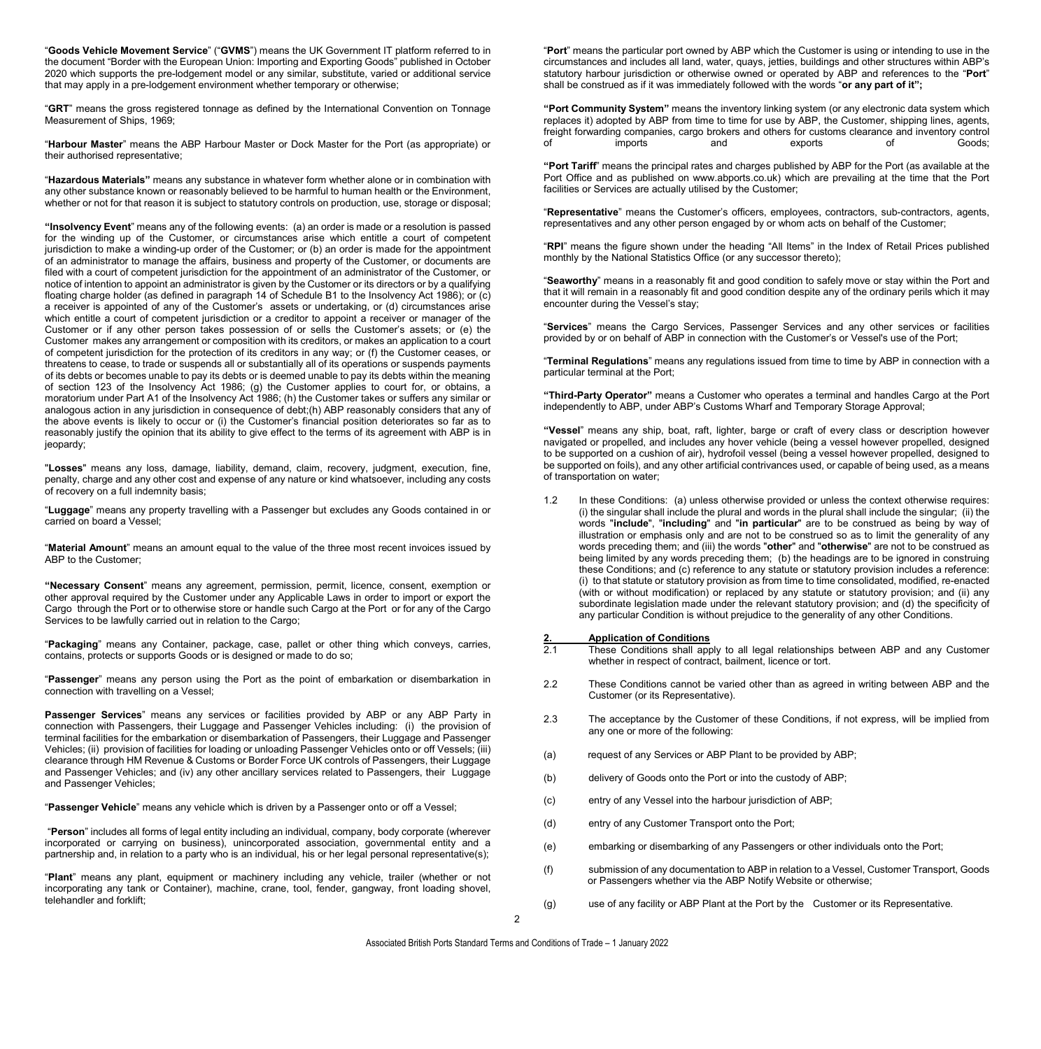"**Goods Vehicle Movement Service**" ("**GVMS**") means the UK Government IT platform referred to in the document "Border with the European Union: Importing and Exporting Goods" published in October 2020 which supports the pre-lodgement model or any similar, substitute, varied or additional service that may apply in a pre-lodgement environment whether temporary or otherwise;

"**GRT**" means the gross registered tonnage as defined by the International Convention on Tonnage Measurement of Ships, 1969;

"**Harbour Master**" means the ABP Harbour Master or Dock Master for the Port (as appropriate) or their authorised representative;

"**Hazardous Materials"** means any substance in whatever form whether alone or in combination with any other substance known or reasonably believed to be harmful to human health or the Environment, whether or not for that reason it is subject to statutory controls on production, use, storage or disposal;

**"Insolvency Event**" means any of the following events: (a) an order is made or a resolution is passed for the winding up of the Customer, or circumstances arise which entitle a court of competent jurisdiction to make a winding-up order of the Customer; or (b) an order is made for the appointment of an administrator to manage the affairs, business and property of the Customer, or documents are filed with a court of competent jurisdiction for the appointment of an administrator of the Customer, or notice of intention to appoint an administrator is given by the Customer or its directors or by a qualifying floating charge holder (as defined in paragraph 14 of Schedule B1 to the Insolvency Act 1986); or (c) a receiver is appointed of any of the Customer's assets or undertaking, or (d) circumstances arise which entitle a court of competent jurisdiction or a creditor to appoint a receiver or manager of the Customer or if any other person takes possession of or sells the Customer's assets; or (e) the Customer makes any arrangement or composition with its creditors, or makes an application to a court of competent jurisdiction for the protection of its creditors in any way; or (f) the Customer ceases, or threatens to cease, to trade or suspends all or substantially all of its operations or suspends payments of its debts or becomes unable to pay its debts or is deemed unable to pay its debts within the meaning of section 123 of the Insolvency Act 1986; (g) the Customer applies to court for, or obtains, a moratorium under Part A1 of the Insolvency Act 1986; (h) the Customer takes or suffers any similar or analogous action in any jurisdiction in consequence of debt;(h) ABP reasonably considers that any of the above events is likely to occur or (i) the Customer's financial position deteriorates so far as to reasonably justify the opinion that its ability to give effect to the terms of its agreement with ABP is in jeopardy;

"**Losses**" means any loss, damage, liability, demand, claim, recovery, judgment, execution, fine, penalty, charge and any other cost and expense of any nature or kind whatsoever, including any costs of recovery on a full indemnity basis;

"**Luggage**" means any property travelling with a Passenger but excludes any Goods contained in or carried on board a Vessel;

"**Material Amount**" means an amount equal to the value of the three most recent invoices issued by ABP to the Customer;

**"Necessary Consent**" means any agreement, permission, permit, licence, consent, exemption or other approval required by the Customer under any Applicable Laws in order to import or export the Cargo through the Port or to otherwise store or handle such Cargo at the Port or for any of the Cargo Services to be lawfully carried out in relation to the Cargo;

"**Packaging**" means any Container, package, case, pallet or other thing which conveys, carries, contains, protects or supports Goods or is designed or made to do so;

"**Passenger**" means any person using the Port as the point of embarkation or disembarkation in connection with travelling on a Vessel;

**Passenger Services**" means any services or facilities provided by ABP or any ABP Party in connection with Passengers, their Luggage and Passenger Vehicles including: (i) the provision of terminal facilities for the embarkation or disembarkation of Passengers, their Luggage and Passenger Vehicles; (ii) provision of facilities for loading or unloading Passenger Vehicles onto or off Vessels; (iii) clearance through HM Revenue & Customs or Border Force UK controls of Passengers, their Luggage and Passenger Vehicles; and (iv) any other ancillary services related to Passengers, their Luggage and Passenger Vehicles;

"**Passenger Vehicle**" means any vehicle which is driven by a Passenger onto or off a Vessel;

"**Person**" includes all forms of legal entity including an individual, company, body corporate (wherever incorporated or carrying on business), unincorporated association, governmental entity and a partnership and, in relation to a party who is an individual, his or her legal personal representative(s);

"**Plant**" means any plant, equipment or machinery including any vehicle, trailer (whether or not incorporating any tank or Container), machine, crane, tool, fender, gangway, front loading shovel, telehandler and forklift;

"**Port**" means the particular port owned by ABP which the Customer is using or intending to use in the circumstances and includes all land, water, quays, jetties, buildings and other structures within ABP's statutory harbour jurisdiction or otherwise owned or operated by ABP and references to the "**Port**" shall be construed as if it was immediately followed with the words "**or any part of it";**

**"Port Community System"** means the inventory linking system (or any electronic data system which replaces it) adopted by ABP from time to time for use by ABP, the Customer, shipping lines, agents, freight forwarding companies, cargo brokers and others for customs clearance and inventory control of imports and exports of Goods;

**"Port Tariff**" means the principal rates and charges published by ABP for the Port (as available at the Port Office and as published on www.abports.co.uk) which are prevailing at the time that the Port facilities or Services are actually utilised by the Customer;

"**Representative**" means the Customer's officers, employees, contractors, sub-contractors, agents, representatives and any other person engaged by or whom acts on behalf of the Customer;

"**RPI**" means the figure shown under the heading "All Items" in the Index of Retail Prices published monthly by the National Statistics Office (or any successor thereto);

"**Seaworthy**" means in a reasonably fit and good condition to safely move or stay within the Port and that it will remain in a reasonably fit and good condition despite any of the ordinary perils which it may encounter during the Vessel's stay;

"**Services**" means the Cargo Services, Passenger Services and any other services or facilities provided by or on behalf of ABP in connection with the Customer's or Vessel's use of the Port;

"**Terminal Regulations**" means any regulations issued from time to time by ABP in connection with a particular terminal at the Port;

**"Third-Party Operator"** means a Customer who operates a terminal and handles Cargo at the Port independently to ABP, under ABP's Customs Wharf and Temporary Storage Approval;

**"Vessel**" means any ship, boat, raft, lighter, barge or craft of every class or description however navigated or propelled, and includes any hover vehicle (being a vessel however propelled, designed to be supported on a cushion of air), hydrofoil vessel (being a vessel however propelled, designed to be supported on foils), and any other artificial contrivances used, or capable of being used, as a means of transportation on water;

1.2 In these Conditions: (a) unless otherwise provided or unless the context otherwise requires: (i) the singular shall include the plural and words in the plural shall include the singular; (ii) the words "**include**", "**including**" and "**in particular**" are to be construed as being by way of illustration or emphasis only and are not to be construed so as to limit the generality of any words preceding them; and (iii) the words "**other**" and "**otherwise**" are not to be construed as being limited by any words preceding them; (b) the headings are to be ignored in construing these Conditions; and (c) reference to any statute or statutory provision includes a reference: (i) to that statute or statutory provision as from time to time consolidated, modified, re-enacted (with or without modification) or replaced by any statute or statutory provision; and (ii) any subordinate legislation made under the relevant statutory provision; and (d) the specificity of any particular Condition is without prejudice to the generality of any other Conditions.

## 2. Application of Conditions

2.1 These Conditions shall apply to all legal relationships between ABP and any Customer whether in respect of contract, bailment, licence or tort.

2.2 These Conditions cannot be varied other than as agreed in writing between ABP and the Customer (or its Representative).

2.3 The acceptance by the Customer of these Conditions, if not express, will be implied from any one or more of the following:

(a) request of any Services or ABP Plant to be provided by ABP;

(b) delivery of Goods onto the Port or into the custody of ABP;

(c) entry of any Vessel into the harbour jurisdiction of ABP;

(d) entry of any Customer Transport onto the Port;

(e) embarking or disembarking of any Passengers or other individuals onto the Port;

(f) submission of any documentation to ABP in relation to a Vessel, Customer Transport, Goods or Passengers whether via the ABP Notify Website or otherwise;

(g) use of any facility or ABP Plant at the Port by the Customer or its Representative.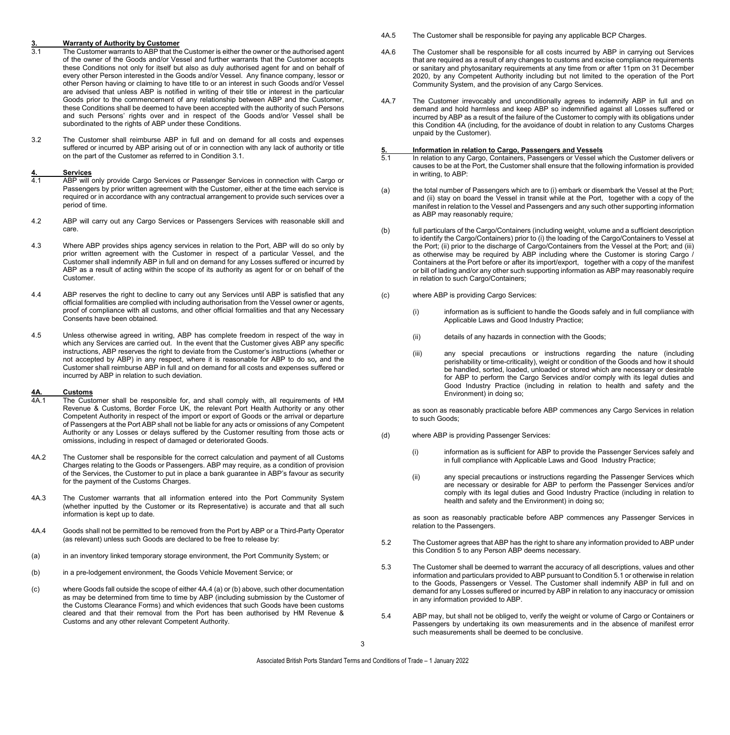## 3. Warranty of Authority by Customer

3.1 The Customer warrants to ABP that the Customer is either the owner or the authorised agent of the owner of the Goods and/or Vessel and further warrants that the Customer accepts these Conditions not only for itself but also as duly authorised agent for and on behalf of every other Person interested in the Goods and/or Vessel. Any finance company, lessor or other Person having or claiming to have title to or an interest in such Goods and/or Vessel are advised that unless ABP is notified in writing of their title or interest in the particular Goods prior to the commencement of any relationship between ABP and the Customer, these Conditions shall be deemed to have been accepted with the authority of such Persons and such Persons' rights over and in respect of the Goods and/or Vessel shall be subordinated to the rights of ABP under these Conditions.

3.2 The Customer shall reimburse ABP in full and on demand for all costs and expenses suffered or incurred by ABP arising out of or in connection with any lack of authority or title on the part of the Customer as referred to in Condition 3.1.

## 4. Services

4.1 ABP will only provide Cargo Services or Passenger Services in connection with Cargo or Passengers by prior written agreement with the Customer, either at the time each service is required or in accordance with any contractual arrangement to provide such services over a period of time.

4.2 ABP will carry out any Cargo Services or Passengers Services with reasonable skill and care.

4.3 Where ABP provides ships agency services in relation to the Port, ABP will do so only by prior written agreement with the Customer in respect of a particular Vessel, and the Customer shall indemnify ABP in full and on demand for any Losses suffered or incurred by ABP as a result of acting within the scope of its authority as agent for or on behalf of the Customer.

4.4 ABP reserves the right to decline to carry out any Services until ABP is satisfied that any official formalities are complied with including authorisation from the Vessel owner or agents, proof of compliance with all customs, and other official formalities and that any Necessary Consents have been obtained.

4.5 Unless otherwise agreed in writing, ABP has complete freedom in respect of the way in which any Services are carried out. In the event that the Customer gives ABP any specific instructions, ABP reserves the right to deviate from the Customer's instructions (whether or not accepted by ABP) in any respect, where it is reasonable for ABP to do so, and the Customer shall reimburse ABP in full and on demand for all costs and expenses suffered or incurred by ABP in relation to such deviation.

## 4A. Customs

4A.1 The Customer shall be responsible for, and shall comply with, all requirements of HM Revenue & Customs, Border Force UK, the relevant Port Health Authority or any other Competent Authority in respect of the import or export of Goods or the arrival or departure of Passengers at the Port ABP shall not be liable for any acts or omissions of any Competent Authority or any Losses or delays suffered by the Customer resulting from those acts or omissions, including in respect of damaged or deteriorated Goods.

4A.2 The Customer shall be responsible for the correct calculation and payment of all Customs Charges relating to the Goods or Passengers. ABP may require, as a condition of provision of the Services, the Customer to put in place a bank guarantee in ABP's favour as security for the payment of the Customs Charges.

4A.3 The Customer warrants that all information entered into the Port Community System (whether inputted by the Customer or its Representative) is accurate and that all such information is kept up to date.

4A.4 Goods shall not be permitted to be removed from the Port by ABP or a Third-Party Operator (as relevant) unless such Goods are declared to be free to release by:

(a) in an inventory linked temporary storage environment, the Port Community System; or

(b) in a pre-lodgement environment, the Goods Vehicle Movement Service; or

(c) where Goods fall outside the scope of either 4A.4 (a) or (b) above, such other documentation as may be determined from time to time by ABP (including submission by the Customer of the Customs Clearance Forms) and which evidences that such Goods have been customs cleared and that their removal from the Port has been authorised by HM Revenue & Customs and any other relevant Competent Authority.

4A.5 The Customer shall be responsible for paying any applicable BCP Charges.

4A.6 The Customer shall be responsible for all costs incurred by ABP in carrying out Services that are required as a result of any changes to customs and excise compliance requirements or sanitary and phytosanitary requirements at any time from or after 11pm on 31 December 2020, by any Competent Authority including but not limited to the operation of the Port Community System, and the provision of any Cargo Services.

4A.7 The Customer irrevocably and unconditionally agrees to indemnify ABP in full and on demand and hold harmless and keep ABP so indemnified against all Losses suffered or incurred by ABP as a result of the failure of the Customer to comply with its obligations under this Condition 4A (including, for the avoidance of doubt in relation to any Customs Charges unpaid by the Customer).

## 5. Information in relation to Cargo, Passengers and Vessels

5.1 In relation to any Cargo, Containers, Passengers or Vessel which the Customer delivers or causes to be at the Port, the Customer shall ensure that the following information is provided in writing, to ABP:

(a) the total number of Passengers which are to (i) embark or disembark the Vessel at the Port; and (ii) stay on board the Vessel in transit while at the Port, together with a copy of the manifest in relation to the Vessel and Passengers and any such other supporting information as ABP may reasonably require;

(b) full particulars of the Cargo/Containers (including weight, volume and a sufficient description to identify the Cargo/Containers) prior to (i) the loading of the Cargo/Containers to Vessel at the Port; (ii) prior to the discharge of Cargo/Containers from the Vessel at the Port; and (iii) as otherwise may be required by ABP including where the Customer is storing Cargo / Containers at the Port before or after its import/export, together with a copy of the manifest or bill of lading and/or any other such supporting information as ABP may reasonably require in relation to such Cargo/Containers;

(c) where ABP is providing Cargo Services:

(i) information as is sufficient to handle the Goods safely and in full compliance with Applicable Laws and Good Industry Practice;

(ii) details of any hazards in connection with the Goods;

(iii) any special precautions or instructions regarding the nature (including perishability or time-criticality), weight or condition of the Goods and how it should be handled, sorted, loaded, unloaded or stored which are necessary or desirable for ABP to perform the Cargo Services and/or comply with its legal duties and Good Industry Practice (including in relation to health and safety and the Environment) in doing so;

as soon as reasonably practicable before ABP commences any Cargo Services in relation to such Goods;

(d) where ABP is providing Passenger Services:

(i) information as is sufficient for ABP to provide the Passenger Services safely and in full compliance with Applicable Laws and Good Industry Practice;

(ii) any special precautions or instructions regarding the Passenger Services which are necessary or desirable for ABP to perform the Passenger Services and/or comply with its legal duties and Good Industry Practice (including in relation to health and safety and the Environment) in doing so;

as soon as reasonably practicable before ABP commences any Passenger Services in relation to the Passengers.

5.2 The Customer agrees that ABP has the right to share any information provided to ABP under this Condition 5 to any Person ABP deems necessary.

5.3 The Customer shall be deemed to warrant the accuracy of all descriptions, values and other information and particulars provided to ABP pursuant to Condition 5.1 or otherwise in relation to the Goods, Passengers or Vessel. The Customer shall indemnify ABP in full and on demand for any Losses suffered or incurred by ABP in relation to any inaccuracy or omission in any information provided to ABP.

5.4 ABP may, but shall not be obliged to, verify the weight or volume of Cargo or Containers or Passengers by undertaking its own measurements and in the absence of manifest error such measurements shall be deemed to be conclusive.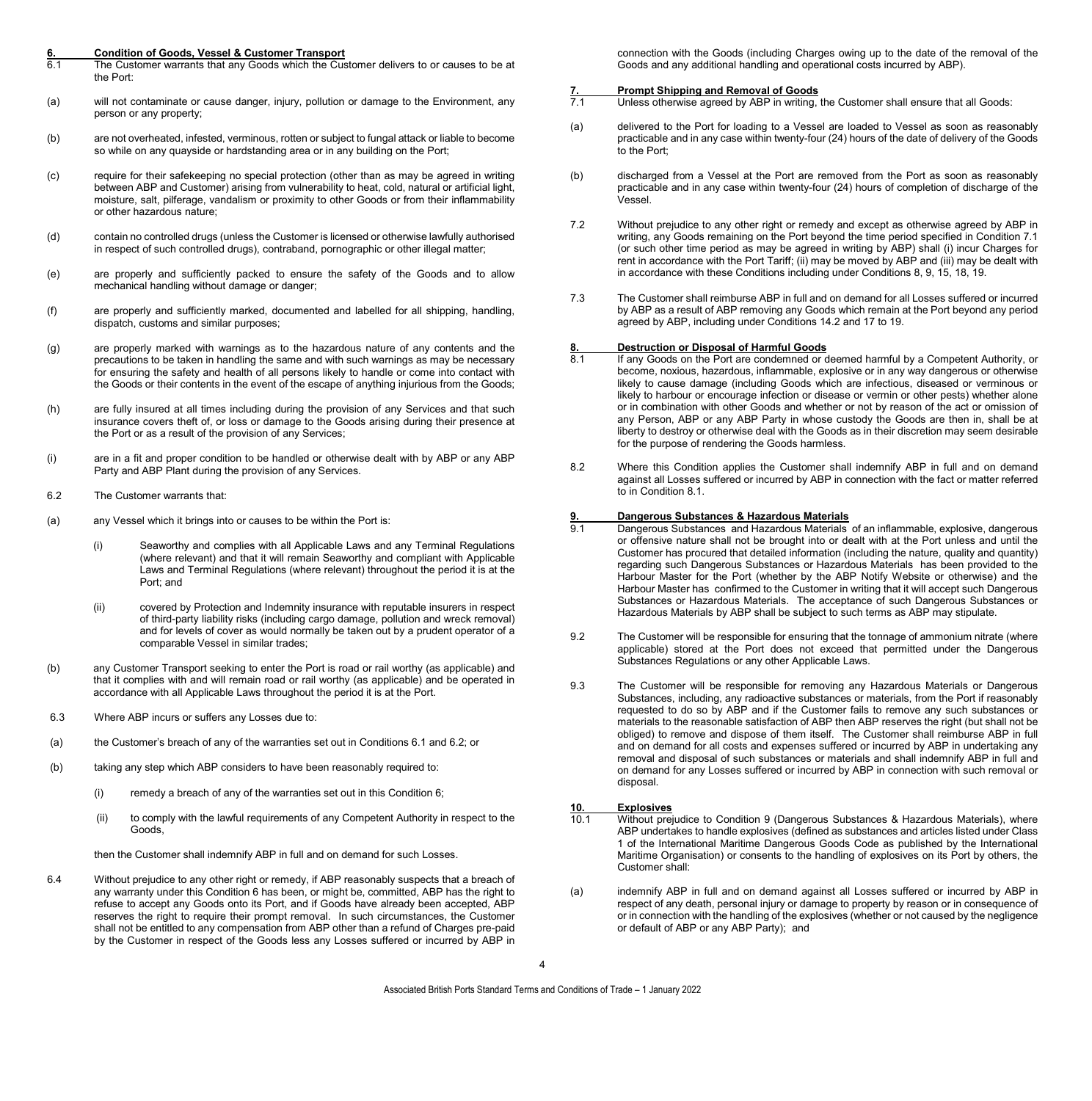## 6. Condition of Goods, Vessel & Customer Transport

6.1 The Customer warrants that any Goods which the Customer delivers to or causes to be at the Port:

(a) will not contaminate or cause danger, injury, pollution or damage to the Environment, any person or any property;

(b) are not overheated, infested, verminous, rotten or subject to fungal attack or liable to become so while on any quayside or hardstanding area or in any building on the Port;

(c) require for their safekeeping no special protection (other than as may be agreed in writing between ABP and Customer) arising from vulnerability to heat, cold, natural or artificial light, moisture, salt, pilferage, vandalism or proximity to other Goods or from their inflammability or other hazardous nature;

(d) contain no controlled drugs (unless the Customer is licensed or otherwise lawfully authorised in respect of such controlled drugs), contraband, pornographic or other illegal matter;

(e) are properly and sufficiently packed to ensure the safety of the Goods and to allow mechanical handling without damage or danger;

(f) are properly and sufficiently marked, documented and labelled for all shipping, handling, dispatch, customs and similar purposes;

(g) are properly marked with warnings as to the hazardous nature of any contents and the precautions to be taken in handling the same and with such warnings as may be necessary for ensuring the safety and health of all persons likely to handle or come into contact with the Goods or their contents in the event of the escape of anything injurious from the Goods;

(h) are fully insured at all times including during the provision of any Services and that such insurance covers theft of, or loss or damage to the Goods arising during their presence at the Port or as a result of the provision of any Services;

(i) are in a fit and proper condition to be handled or otherwise dealt with by ABP or any ABP Party and ABP Plant during the provision of any Services.

6.2 The Customer warrants that:

(a) any Vessel which it brings into or causes to be within the Port is:

(i) Seaworthy and complies with all Applicable Laws and any Terminal Regulations (where relevant) and that it will remain Seaworthy and compliant with Applicable Laws and Terminal Regulations (where relevant) throughout the period it is at the Port; and

(ii) covered by Protection and Indemnity insurance with reputable insurers in respect of third-party liability risks (including cargo damage, pollution and wreck removal) and for levels of cover as would normally be taken out by a prudent operator of a comparable Vessel in similar trades;

(b) any Customer Transport seeking to enter the Port is road or rail worthy (as applicable) and that it complies with and will remain road or rail worthy (as applicable) and be operated in accordance with all Applicable Laws throughout the period it is at the Port.

6.3 Where ABP incurs or suffers any Losses due to:

(a) the Customer's breach of any of the warranties set out in Conditions 6.1 and 6.2; or

(b) taking any step which ABP considers to have been reasonably required to:

(i) remedy a breach of any of the warranties set out in this Condition 6;

(ii) to comply with the lawful requirements of any Competent Authority in respect to the Goods,

then the Customer shall indemnify ABP in full and on demand for such Losses.

6.4 Without prejudice to any other right or remedy, if ABP reasonably suspects that a breach of any warranty under this Condition 6 has been, or might be, committed, ABP has the right to refuse to accept any Goods onto its Port, and if Goods have already been accepted, ABP reserves the right to require their prompt removal. In such circumstances, the Customer shall not be entitled to any compensation from ABP other than a refund of Charges pre-paid by the Customer in respect of the Goods less any Losses suffered or incurred by ABP in connection with the Goods (including Charges owing up to the date of the removal of the Goods and any additional handling and operational costs incurred by ABP).

## 7. Prompt Shipping and Removal of Goods

7.1 Unless otherwise agreed by ABP in writing, the Customer shall ensure that all Goods:

(a) delivered to the Port for loading to a Vessel are loaded to Vessel as soon as reasonably practicable and in any case within twenty-four (24) hours of the date of delivery of the Goods to the Port;

(b) discharged from a Vessel at the Port are removed from the Port as soon as reasonably practicable and in any case within twenty-four (24) hours of completion of discharge of the Vessel.

7.2 Without prejudice to any other right or remedy and except as otherwise agreed by ABP in writing, any Goods remaining on the Port beyond the time period specified in Condition 7.1 (or such other time period as may be agreed in writing by ABP) shall (i) incur Charges for rent in accordance with the Port Tariff; (ii) may be moved by ABP and (iii) may be dealt with in accordance with these Conditions including under Conditions 8, 9, 15, 18, 19.

7.3 The Customer shall reimburse ABP in full and on demand for all Losses suffered or incurred by ABP as a result of ABP removing any Goods which remain at the Port beyond any period agreed by ABP, including under Conditions 14.2 and 17 to 19.

## 8. Destruction or Disposal of Harmful Goods

8.1 If any Goods on the Port are condemned or deemed harmful by a Competent Authority, or become, noxious, hazardous, inflammable, explosive or in any way dangerous or otherwise likely to cause damage (including Goods which are infectious, diseased or verminous or likely to harbour or encourage infection or disease or vermin or other pests) whether alone or in combination with other Goods and whether or not by reason of the act or omission of any Person, ABP or any ABP Party in whose custody the Goods are then in, shall be at liberty to destroy or otherwise deal with the Goods as in their discretion may seem desirable for the purpose of rendering the Goods harmless.

8.2 Where this Condition applies the Customer shall indemnify ABP in full and on demand against all Losses suffered or incurred by ABP in connection with the fact or matter referred to in Condition 8.1.

## 9. Dangerous Substances & Hazardous Materials

9.1 Dangerous Substances and Hazardous Materials of an inflammable, explosive, dangerous or offensive nature shall not be brought into or dealt with at the Port unless and until the Customer has procured that detailed information (including the nature, quality and quantity) regarding such Dangerous Substances or Hazardous Materials has been provided to the Harbour Master for the Port (whether by the ABP Notify Website or otherwise) and the Harbour Master has confirmed to the Customer in writing that it will accept such Dangerous Substances or Hazardous Materials. The acceptance of such Dangerous Substances or Hazardous Materials by ABP shall be subject to such terms as ABP may stipulate.

9.2 The Customer will be responsible for ensuring that the tonnage of ammonium nitrate (where applicable) stored at the Port does not exceed that permitted under the Dangerous Substances Regulations or any other Applicable Laws.

9.3 The Customer will be responsible for removing any Hazardous Materials or Dangerous Substances, including, any radioactive substances or materials, from the Port if reasonably requested to do so by ABP and if the Customer fails to remove any such substances or materials to the reasonable satisfaction of ABP then ABP reserves the right (but shall not be obliged) to remove and dispose of them itself. The Customer shall reimburse ABP in full and on demand for all costs and expenses suffered or incurred by ABP in undertaking any removal and disposal of such substances or materials and shall indemnify ABP in full and on demand for any Losses suffered or incurred by ABP in connection with such removal or disposal.

## 10. Explosives

10.1 Without prejudice to Condition 9 (Dangerous Substances & Hazardous Materials), where ABP undertakes to handle explosives (defined as substances and articles listed under Class 1 of the International Maritime Dangerous Goods Code as published by the International Maritime Organisation) or consents to the handling of explosives on its Port by others, the Customer shall:

(a) indemnify ABP in full and on demand against all Losses suffered or incurred by ABP in respect of any death, personal injury or damage to property by reason or in consequence of or in connection with the handling of the explosives (whether or not caused by the negligence or default of ABP or any ABP Party); and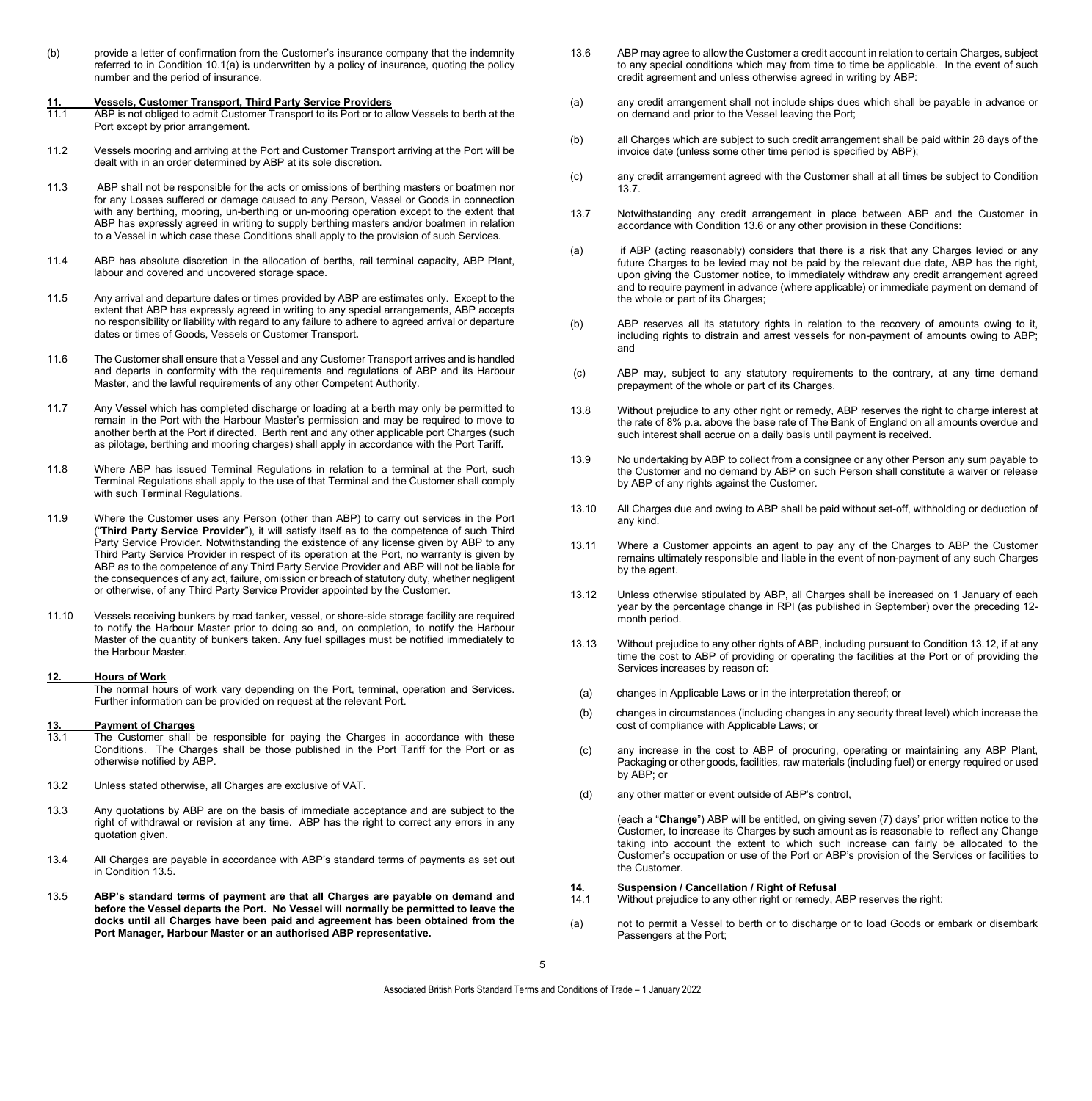(b) provide a letter of confirmation from the Customer's insurance company that the indemnity referred to in Condition 10.1(a) is underwritten by a policy of insurance, quoting the policy number and the period of insurance.

## 11. Vessels, Customer Transport, Third Party Service Providers

11.1 ABP is not obliged to admit Customer Transport to its Port or to allow Vessels to berth at the Port except by prior arrangement.

11.2 Vessels mooring and arriving at the Port and Customer Transport arriving at the Port will be dealt with in an order determined by ABP at its sole discretion.

11.3 ABP shall not be responsible for the acts or omissions of berthing masters or boatmen nor for any Losses suffered or damage caused to any Person, Vessel or Goods in connection with any berthing, mooring, un-berthing or un-mooring operation except to the extent that ABP has expressly agreed in writing to supply berthing masters and/or boatmen in relation to a Vessel in which case these Conditions shall apply to the provision of such Services.

11.4 ABP has absolute discretion in the allocation of berths, rail terminal capacity, ABP Plant, labour and covered and uncovered storage space.

11.5 Any arrival and departure dates or times provided by ABP are estimates only. Except to the extent that ABP has expressly agreed in writing to any special arrangements, ABP accepts no responsibility or liability with regard to any failure to adhere to agreed arrival or departure dates or times of Goods, Vessels or Customer Transport.

11.6 The Customer shall ensure that a Vessel and any Customer Transport arrives and is handled and departs in conformity with the requirements and regulations of ABP and its Harbour Master, and the lawful requirements of any other Competent Authority.

11.7 Any Vessel which has completed discharge or loading at a berth may only be permitted to remain in the Port with the Harbour Master's permission and may be required to move to another berth at the Port if directed. Berth rent and any other applicable port Charges (such as pilotage, berthing and mooring charges) shall apply in accordance with the Port Tariff.

11.8 Where ABP has issued Terminal Regulations in relation to a terminal at the Port, such Terminal Regulations shall apply to the use of that Terminal and the Customer shall comply with such Terminal Regulations.

11.9 Where the Customer uses any Person (other than ABP) to carry out services in the Port ("**Third Party Service Provider**"), it will satisfy itself as to the competence of such Third Party Service Provider. Notwithstanding the existence of any license given by ABP to any Third Party Service Provider in respect of its operation at the Port, no warranty is given by ABP as to the competence of any Third Party Service Provider and ABP will not be liable for the consequences of any act, failure, omission or breach of statutory duty, whether negligent or otherwise, of any Third Party Service Provider appointed by the Customer.

11.10 Vessels receiving bunkers by road tanker, vessel, or shore-side storage facility are required to notify the Harbour Master prior to doing so and, on completion, to notify the Harbour Master of the quantity of bunkers taken. Any fuel spillages must be notified immediately to the Harbour Master.

## 12. Hours of Work

The normal hours of work vary depending on the Port, terminal, operation and Services. Further information can be provided on request at the relevant Port.

## 13. Payment of Charges

13.1 The Customer shall be responsible for paying the Charges in accordance with these Conditions. The Charges shall be those published in the Port Tariff for the Port or as otherwise notified by ABP.

13.2 Unless stated otherwise, all Charges are exclusive of VAT.

13.3 Any quotations by ABP are on the basis of immediate acceptance and are subject to the right of withdrawal or revision at any time. ABP has the right to correct any errors in any quotation given.

13.4 All Charges are payable in accordance with ABP's standard terms of payments as set out in Condition 13.5.

13.5 **ABP's standard terms of payment are that all Charges are payable on demand and before the Vessel departs the Port. No Vessel will normally be permitted to leave the docks until all Charges have been paid and agreement has been obtained from the Port Manager, Harbour Master or an authorised ABP representative.**

13.6 ABP may agree to allow the Customer a credit account in relation to certain Charges, subject to any special conditions which may from time to time be applicable. In the event of such credit agreement and unless otherwise agreed in writing by ABP:

(a) any credit arrangement shall not include ships dues which shall be payable in advance or on demand and prior to the Vessel leaving the Port;

(b) all Charges which are subject to such credit arrangement shall be paid within 28 days of the invoice date (unless some other time period is specified by ABP);

(c) any credit arrangement agreed with the Customer shall at all times be subject to Condition 13.7.

13.7 Notwithstanding any credit arrangement in place between ABP and the Customer in accordance with Condition 13.6 or any other provision in these Conditions:

(a) if ABP (acting reasonably) considers that there is a risk that any Charges levied or any future Charges to be levied may not be paid by the relevant due date, ABP has the right, upon giving the Customer notice, to immediately withdraw any credit arrangement agreed and to require payment in advance (where applicable) or immediate payment on demand of the whole or part of its Charges;

(b) ABP reserves all its statutory rights in relation to the recovery of amounts owing to it, including rights to distrain and arrest vessels for non-payment of amounts owing to ABP; and

(c) ABP may, subject to any statutory requirements to the contrary, at any time demand prepayment of the whole or part of its Charges.

13.8 Without prejudice to any other right or remedy, ABP reserves the right to charge interest at the rate of 8% p.a. above the base rate of The Bank of England on all amounts overdue and such interest shall accrue on a daily basis until payment is received.

13.9 No undertaking by ABP to collect from a consignee or any other Person any sum payable to the Customer and no demand by ABP on such Person shall constitute a waiver or release by ABP of any rights against the Customer.

13.10 All Charges due and owing to ABP shall be paid without set-off, withholding or deduction of any kind.

13.11 Where a Customer appoints an agent to pay any of the Charges to ABP the Customer remains ultimately responsible and liable in the event of non-payment of any such Charges by the agent.

13.12 Unless otherwise stipulated by ABP, all Charges shall be increased on 1 January of each year by the percentage change in RPI (as published in September) over the preceding 12-month period.

13.13 Without prejudice to any other rights of ABP, including pursuant to Condition 13.12, if at any time the cost to ABP of providing or operating the facilities at the Port or of providing the Services increases by reason of:

(a) changes in Applicable Laws or in the interpretation thereof; or

(b) changes in circumstances (including changes in any security threat level) which increase the cost of compliance with Applicable Laws; or

(c) any increase in the cost to ABP of procuring, operating or maintaining any ABP Plant, Packaging or other goods, facilities, raw materials (including fuel) or energy required or used by ABP; or

(d) any other matter or event outside of ABP's control,

(each a "**Change**") ABP will be entitled, on giving seven (7) days' prior written notice to the Customer, to increase its Charges by such amount as is reasonable to reflect any Change taking into account the extent to which such increase can fairly be allocated to the Customer's occupation or use of the Port or ABP's provision of the Services or facilities to the Customer.

## 14. Suspension / Cancellation / Right of Refusal

14.1 Without prejudice to any other right or remedy, ABP reserves the right:

(a) not to permit a Vessel to berth or to discharge or to load Goods or embark or disembark Passengers at the Port;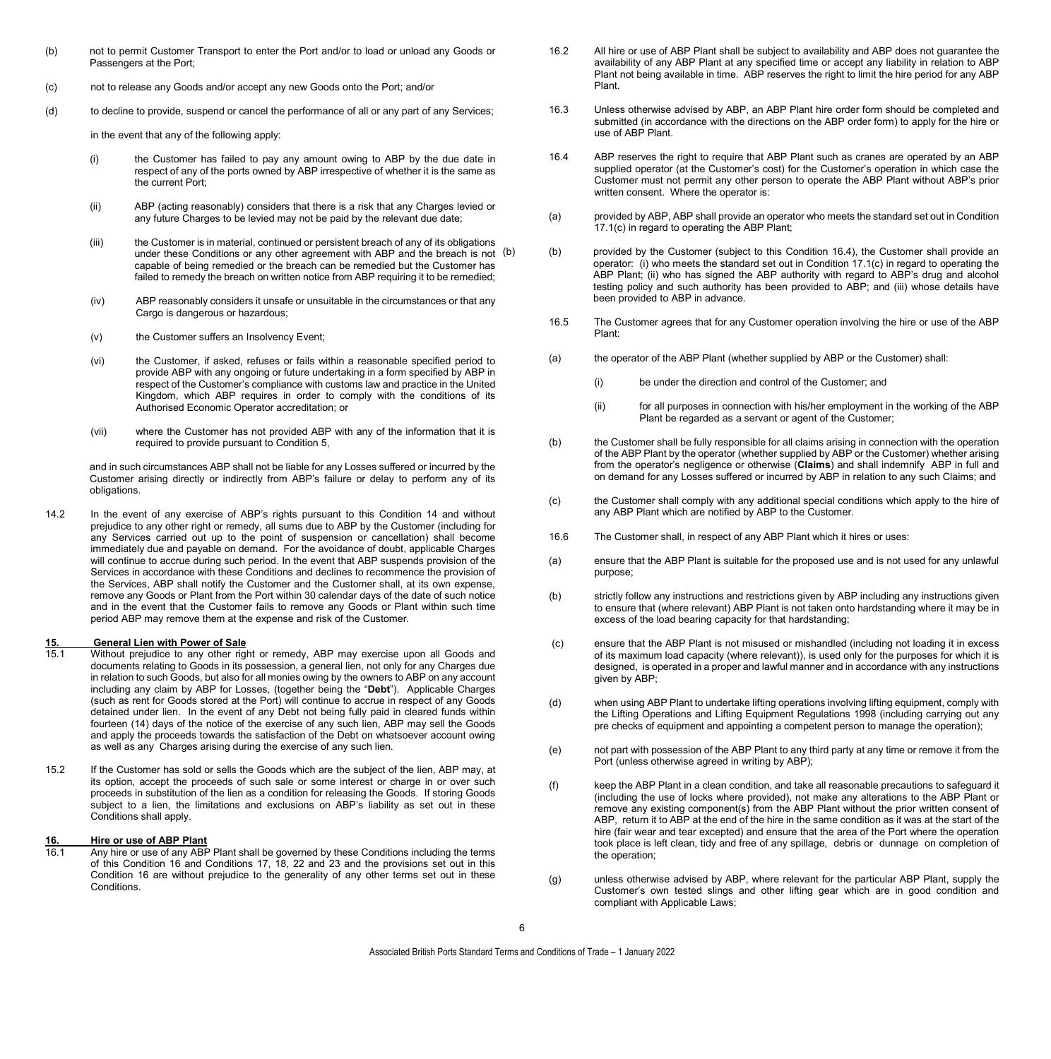(b) not to permit Customer Transport to enter the Port and/or to load or unload any Goods or Passengers at the Port;

(c) not to release any Goods and/or accept any new Goods onto the Port; and/or

(d) to decline to provide, suspend or cancel the performance of all or any part of any Services;

in the event that any of the following apply:

(i) the Customer has failed to pay any amount owing to ABP by the due date in respect of any of the ports owned by ABP irrespective of whether it is the same as the current Port;

(ii) ABP (acting reasonably) considers that there is a risk that any Charges levied or any future Charges to be levied may not be paid by the relevant due date;

(iii) the Customer is in material, continued or persistent breach of any of its obligations under these Conditions or any other agreement with ABP and the breach is not capable of being remedied or the breach can be remedied but the Customer has failed to remedy the breach on written notice from ABP requiring it to be remedied;

(iv) ABP reasonably considers it unsafe or unsuitable in the circumstances or that any Cargo is dangerous or hazardous;

(v) the Customer suffers an Insolvency Event;

(vi) the Customer, if asked, refuses or fails within a reasonable specified period to provide ABP with any ongoing or future undertaking in a form specified by ABP in respect of the Customer's compliance with customs law and practice in the United Kingdom, which ABP requires in order to comply with the conditions of its Authorised Economic Operator accreditation; or

(vii) where the Customer has not provided ABP with any of the information that it is required to provide pursuant to Condition 5,

and in such circumstances ABP shall not be liable for any Losses suffered or incurred by the Customer arising directly or indirectly from ABP's failure or delay to perform any of its obligations.

14.2 In the event of any exercise of ABP's rights pursuant to this Condition 14 and without prejudice to any other right or remedy, all sums due to ABP by the Customer (including for any Services carried out up to the point of suspension or cancellation) shall become immediately due and payable on demand. For the avoidance of doubt, applicable Charges will continue to accrue during such period. In the event that ABP suspends provision of the Services in accordance with these Conditions and declines to recommence the provision of the Services, ABP shall notify the Customer and the Customer shall, at its own expense, remove any Goods or Plant from the Port within 30 calendar days of the date of such notice and in the event that the Customer fails to remove any Goods or Plant within such time period ABP may remove them at the expense and risk of the Customer.

## 15. General Lien with Power of Sale

15.1 Without prejudice to any other right or remedy, ABP may exercise upon all Goods and documents relating to Goods in its possession, a general lien, not only for any Charges due in relation to such Goods, but also for all monies owing by the owners to ABP on any account including any claim by ABP for Losses, (together being the "**Debt**"). Applicable Charges (such as rent for Goods stored at the Port) will continue to accrue in respect of any Goods detained under lien. In the event of any Debt not being fully paid in cleared funds within fourteen (14) days of the notice of the exercise of any such lien, ABP may sell the Goods and apply the proceeds towards the satisfaction of the Debt on whatsoever account owing as well as any Charges arising during the exercise of any such lien.

15.2 If the Customer has sold or sells the Goods which are the subject of the lien, ABP may, at its option, accept the proceeds of such sale or some interest or charge in or over such proceeds in substitution of the lien as a condition for releasing the Goods. If storing Goods subject to a lien, the limitations and exclusions on ABP's liability as set out in these Conditions shall apply.

## 16. Hire or use of ABP Plant

16.1 Any hire or use of any ABP Plant shall be governed by these Conditions including the terms of this Condition 16 and Conditions 17, 18, 22 and 23 and the provisions set out in this Condition 16 are without prejudice to the generality of any other terms set out in these Conditions.

16.2 All hire or use of ABP Plant shall be subject to availability and ABP does not guarantee the availability of any ABP Plant at any specified time or accept any liability in relation to ABP Plant not being available in time. ABP reserves the right to limit the hire period for any ABP Plant.

16.3 Unless otherwise advised by ABP, an ABP Plant hire order form should be completed and submitted (in accordance with the directions on the ABP order form) to apply for the hire or use of ABP Plant.

16.4 ABP reserves the right to require that ABP Plant such as cranes are operated by an ABP supplied operator (at the Customer's cost) for the Customer's operation in which case the Customer must not permit any other person to operate the ABP Plant without ABP's prior written consent. Where the operator is:

(a) provided by ABP, ABP shall provide an operator who meets the standard set out in Condition 17.1(c) in regard to operating the ABP Plant;

(b) provided by the Customer (subject to this Condition 16.4), the Customer shall provide an operator: (i) who meets the standard set out in Condition 17.1(c) in regard to operating the ABP Plant; (ii) who has signed the ABP authority with regard to ABP's drug and alcohol testing policy and such authority has been provided to ABP; and (iii) whose details have been provided to ABP in advance.

16.5 The Customer agrees that for any Customer operation involving the hire or use of the ABP Plant:

(a) the operator of the ABP Plant (whether supplied by ABP or the Customer) shall:

(i) be under the direction and control of the Customer; and

(ii) for all purposes in connection with his/her employment in the working of the ABP Plant be regarded as a servant or agent of the Customer;

(b) the Customer shall be fully responsible for all claims arising in connection with the operation of the ABP Plant by the operator (whether supplied by ABP or the Customer) whether arising from the operator's negligence or otherwise (**Claims**) and shall indemnify ABP in full and on demand for any Losses suffered or incurred by ABP in relation to any such Claims; and

(c) the Customer shall comply with any additional special conditions which apply to the hire of any ABP Plant which are notified by ABP to the Customer.

16.6 The Customer shall, in respect of any ABP Plant which it hires or uses:

(a) ensure that the ABP Plant is suitable for the proposed use and is not used for any unlawful purpose;

(b) strictly follow any instructions and restrictions given by ABP including any instructions given to ensure that (where relevant) ABP Plant is not taken onto hardstanding where it may be in excess of the load bearing capacity for that hardstanding;

(c) ensure that the ABP Plant is not misused or mishandled (including not loading it in excess of its maximum load capacity (where relevant)), is used only for the purposes for which it is designed, is operated in a proper and lawful manner and in accordance with any instructions given by ABP;

(d) when using ABP Plant to undertake lifting operations involving lifting equipment, comply with the Lifting Operations and Lifting Equipment Regulations 1998 (including carrying out any pre checks of equipment and appointing a competent person to manage the operation);

(e) not part with possession of the ABP Plant to any third party at any time or remove it from the Port (unless otherwise agreed in writing by ABP);

(f) keep the ABP Plant in a clean condition, and take all reasonable precautions to safeguard it (including the use of locks where provided), not make any alterations to the ABP Plant or remove any existing component(s) from the ABP Plant without the prior written consent of ABP, return it to ABP at the end of the hire in the same condition as it was at the start of the hire (fair wear and tear excepted) and ensure that the area of the Port where the operation took place is left clean, tidy and free of any spillage, debris or dunnage on completion of the operation;

(g) unless otherwise advised by ABP, where relevant for the particular ABP Plant, supply the Customer's own tested slings and other lifting gear which are in good condition and compliant with Applicable Laws;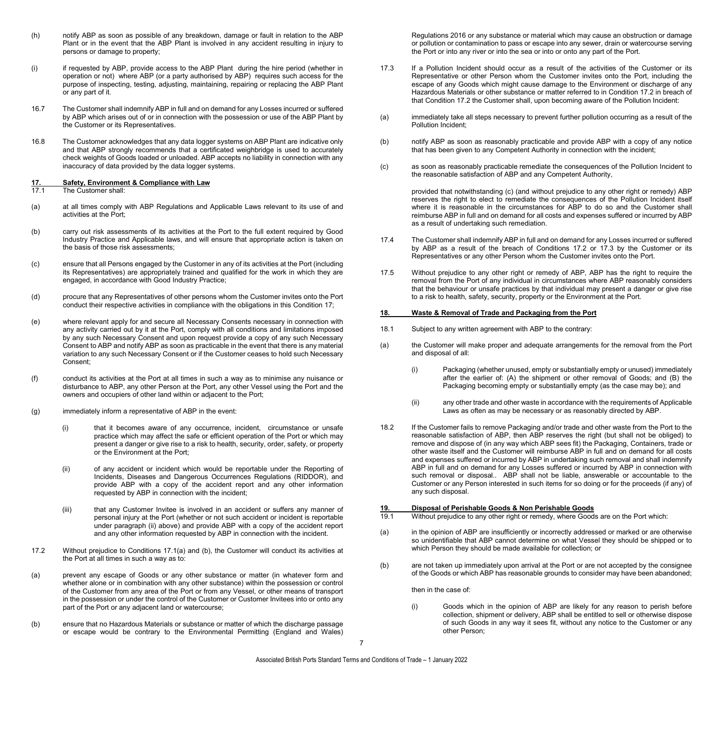(h) notify ABP as soon as possible of any breakdown, damage or fault in relation to the ABP Plant or in the event that the ABP Plant is involved in any accident resulting in injury to persons or damage to property;

(i) if requested by ABP, provide access to the ABP Plant during the hire period (whether in operation or not) where ABP (or a party authorised by ABP) requires such access for the purpose of inspecting, testing, adjusting, maintaining, repairing or replacing the ABP Plant or any part of it.

16.7 The Customer shall indemnify ABP in full and on demand for any Losses incurred or suffered by ABP which arises out of or in connection with the possession or use of the ABP Plant by the Customer or its Representatives.

16.8 The Customer acknowledges that any data logger systems on ABP Plant are indicative only and that ABP strongly recommends that a certificated weighbridge is used to accurately check weights of Goods loaded or unloaded. ABP accepts no liability in connection with any inaccuracy of data provided by the data logger systems.

## 17. Safety, Environment & Compliance with Law

17.1 The Customer shall:

(a) at all times comply with ABP Regulations and Applicable Laws relevant to its use of and activities at the Port;

(b) carry out risk assessments of its activities at the Port to the full extent required by Good Industry Practice and Applicable laws, and will ensure that appropriate action is taken on the basis of those risk assessments;

(c) ensure that all Persons engaged by the Customer in any of its activities at the Port (including its Representatives) are appropriately trained and qualified for the work in which they are engaged, in accordance with Good Industry Practice;

(d) procure that any Representatives of other persons whom the Customer invites onto the Port conduct their respective activities in compliance with the obligations in this Condition 17;

(e) where relevant apply for and secure all Necessary Consents necessary in connection with any activity carried out by it at the Port, comply with all conditions and limitations imposed by any such Necessary Consent and upon request provide a copy of any such Necessary Consent to ABP and notify ABP as soon as practicable in the event that there is any material variation to any such Necessary Consent or if the Customer ceases to hold such Necessary Consent;

(f) conduct its activities at the Port at all times in such a way as to minimise any nuisance or disturbance to ABP, any other Person at the Port, any other Vessel using the Port and the owners and occupiers of other land within or adjacent to the Port;

(g) immediately inform a representative of ABP in the event:

(i) that it becomes aware of any occurrence, incident, circumstance or unsafe practice which may affect the safe or efficient operation of the Port or which may present a danger or give rise to a risk to health, security, order, safety, or property or the Environment at the Port;

(ii) of any accident or incident which would be reportable under the Reporting of Incidents, Diseases and Dangerous Occurrences Regulations (RIDDOR), and provide ABP with a copy of the accident report and any other information requested by ABP in connection with the incident;

(iii) that any Customer Invitee is involved in an accident or suffers any manner of personal injury at the Port (whether or not such accident or incident is reportable under paragraph (ii) above) and provide ABP with a copy of the accident report and any other information requested by ABP in connection with the incident.

17.2 Without prejudice to Conditions 17.1(a) and (b), the Customer will conduct its activities at the Port at all times in such a way as to:

(a) prevent any escape of Goods or any other substance or matter (in whatever form and whether alone or in combination with any other substance) within the possession or control of the Customer from any area of the Port or from any Vessel, or other means of transport in the possession or under the control of the Customer or Customer Invitees into or onto any part of the Port or any adjacent land or watercourse;

(b) ensure that no Hazardous Materials or substance or matter of which the discharge passage or escape would be contrary to the Environmental Permitting (England and Wales) Regulations 2016 or any substance or material which may cause an obstruction or damage or pollution or contamination to pass or escape into any sewer, drain or watercourse serving the Port or into any river or into the sea or into or onto any part of the Port.

17.3 If a Pollution Incident should occur as a result of the activities of the Customer or its Representative or other Person whom the Customer invites onto the Port, including the escape of any Goods which might cause damage to the Environment or discharge of any Hazardous Materials or other substance or matter referred to in Condition 17.2 in breach of that Condition 17.2 the Customer shall, upon becoming aware of the Pollution Incident:

(a) immediately take all steps necessary to prevent further pollution occurring as a result of the Pollution Incident;

(b) notify ABP as soon as reasonably practicable and provide ABP with a copy of any notice that has been given to any Competent Authority in connection with the incident;

(c) as soon as reasonably practicable remediate the consequences of the Pollution Incident to the reasonable satisfaction of ABP and any Competent Authority,

provided that notwithstanding (c) (and without prejudice to any other right or remedy) ABP reserves the right to elect to remediate the consequences of the Pollution Incident itself where it is reasonable in the circumstances for ABP to do so and the Customer shall reimburse ABP in full and on demand for all costs and expenses suffered or incurred by ABP as a result of undertaking such remediation.

17.4 The Customer shall indemnify ABP in full and on demand for any Losses incurred or suffered by ABP as a result of the breach of Conditions 17.2 or 17.3 by the Customer or its Representatives or any other Person whom the Customer invites onto the Port.

17.5 Without prejudice to any other right or remedy of ABP, ABP has the right to require the removal from the Port of any individual in circumstances where ABP reasonably considers that the behaviour or unsafe practices by that individual may present a danger or give rise to a risk to health, safety, security, property or the Environment at the Port.

## 18. Waste & Removal of Trade and Packaging from the Port

18.1 Subject to any written agreement with ABP to the contrary:

(a) the Customer will make proper and adequate arrangements for the removal from the Port and disposal of all:

(i) Packaging (whether unused, empty or substantially empty or unused) immediately after the earlier of: (A) the shipment or other removal of Goods; and (B) the Packaging becoming empty or substantially empty (as the case may be); and

(ii) any other trade and other waste in accordance with the requirements of Applicable Laws as often as may be necessary or as reasonably directed by ABP.

18.2 If the Customer fails to remove Packaging and/or trade and other waste from the Port to the reasonable satisfaction of ABP, then ABP reserves the right (but shall not be obliged) to remove and dispose of (in any way which ABP sees fit) the Packaging, Containers, trade or other waste itself and the Customer will reimburse ABP in full and on demand for all costs and expenses suffered or incurred by ABP in undertaking such removal and shall indemnify ABP in full and on demand for any Losses suffered or incurred by ABP in connection with such removal or disposal.. ABP shall not be liable, answerable or accountable to the Customer or any Person interested in such items for so doing or for the proceeds (if any) of any such disposal.

## 19. Disposal of Perishable Goods & Non Perishable Goods

19.1 Without prejudice to any other right or remedy, where Goods are on the Port which:

(a) in the opinion of ABP are insufficiently or incorrectly addressed or marked or are otherwise so unidentifiable that ABP cannot determine on what Vessel they should be shipped or to which Person they should be made available for collection; or

(b) are not taken up immediately upon arrival at the Port or are not accepted by the consignee of the Goods or which ABP has reasonable grounds to consider may have been abandoned;

then in the case of:

(i) Goods which in the opinion of ABP are likely for any reason to perish before collection, shipment or delivery, ABP shall be entitled to sell or otherwise dispose of such Goods in any way it sees fit, without any notice to the Customer or any other Person;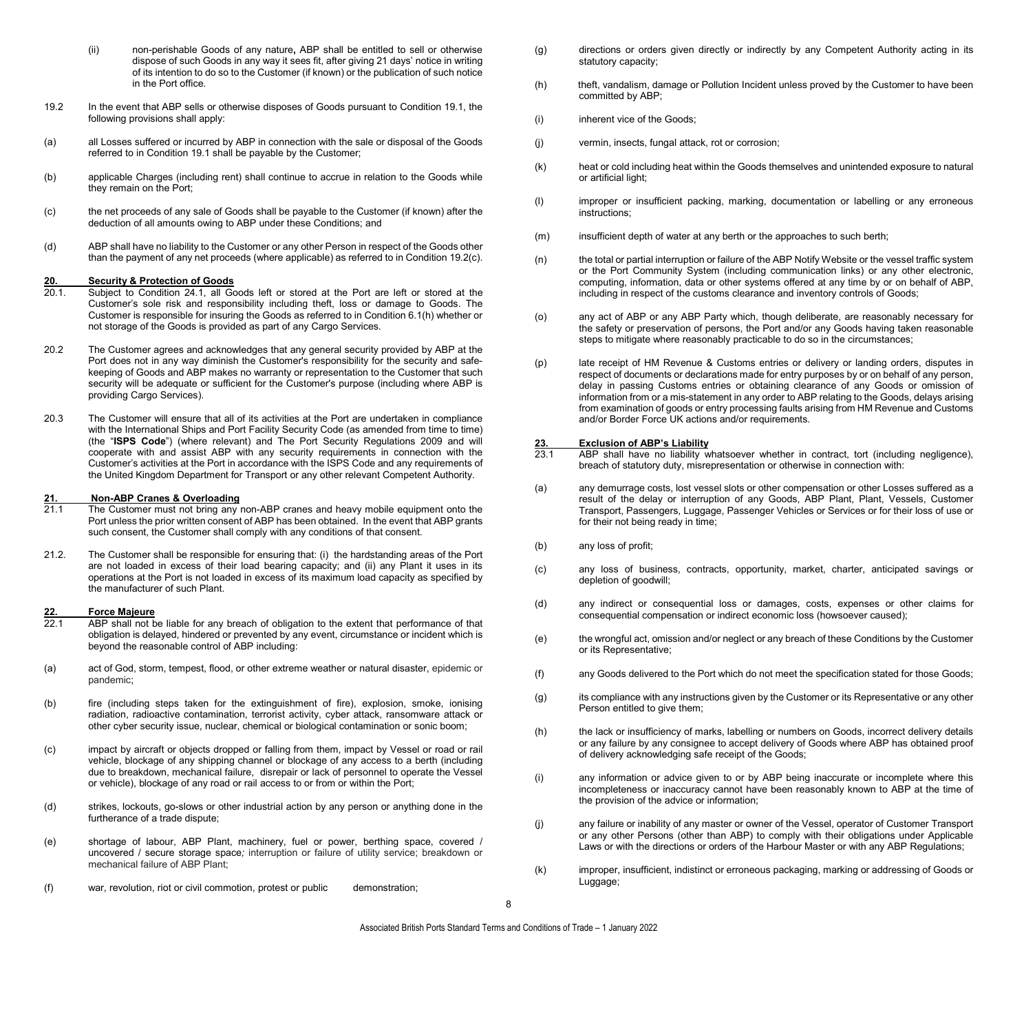(ii) non-perishable Goods of any nature**,** ABP shall be entitled to sell or otherwise dispose of such Goods in any way it sees fit, after giving 21 days' notice in writing of its intention to do so to the Customer (if known) or the publication of such notice in the Port office.

19.2 In the event that ABP sells or otherwise disposes of Goods pursuant to Condition 19.1, the following provisions shall apply:

(a) all Losses suffered or incurred by ABP in connection with the sale or disposal of the Goods referred to in Condition 19.1 shall be payable by the Customer;

(b) applicable Charges (including rent) shall continue to accrue in relation to the Goods while they remain on the Port;

(c) the net proceeds of any sale of Goods shall be payable to the Customer (if known) after the deduction of all amounts owing to ABP under these Conditions; and

(d) ABP shall have no liability to the Customer or any other Person in respect of the Goods other than the payment of any net proceeds (where applicable) as referred to in Condition 19.2(c).

## 20. Security & Protection of Goods

20.1. Subject to Condition 24.1, all Goods left or stored at the Port are left or stored at the Customer's sole risk and responsibility including theft, loss or damage to Goods. The Customer is responsible for insuring the Goods as referred to in Condition 6.1(h) whether or not storage of the Goods is provided as part of any Cargo Services.

20.2 The Customer agrees and acknowledges that any general security provided by ABP at the Port does not in any way diminish the Customer's responsibility for the security and safe-keeping of Goods and ABP makes no warranty or representation to the Customer that such security will be adequate or sufficient for the Customer's purpose (including where ABP is providing Cargo Services).

20.3 The Customer will ensure that all of its activities at the Port are undertaken in compliance with the International Ships and Port Facility Security Code (as amended from time to time) (the "**ISPS Code**") (where relevant) and The Port Security Regulations 2009 and will cooperate with and assist ABP with any security requirements in connection with the Customer's activities at the Port in accordance with the ISPS Code and any requirements of the United Kingdom Department for Transport or any other relevant Competent Authority.

## 21. Non-ABP Cranes & Overloading

21.1 The Customer must not bring any non-ABP cranes and heavy mobile equipment onto the Port unless the prior written consent of ABP has been obtained. In the event that ABP grants such consent, the Customer shall comply with any conditions of that consent.

21.2. The Customer shall be responsible for ensuring that: (i) the hardstanding areas of the Port are not loaded in excess of their load bearing capacity; and (ii) any Plant it uses in its operations at the Port is not loaded in excess of its maximum load capacity as specified by the manufacturer of such Plant.

## 22. Force Majeure

22.1 ABP shall not be liable for any breach of obligation to the extent that performance of that obligation is delayed, hindered or prevented by any event, circumstance or incident which is beyond the reasonable control of ABP including:

(a) act of God, storm, tempest, flood, or other extreme weather or natural disaster, epidemic or pandemic;

(b) fire (including steps taken for the extinguishment of fire), explosion, smoke, ionising radiation, radioactive contamination, terrorist activity, cyber attack, ransomware attack or other cyber security issue, nuclear, chemical or biological contamination or sonic boom;

(c) impact by aircraft or objects dropped or falling from them, impact by Vessel or road or rail vehicle, blockage of any shipping channel or blockage of any access to a berth (including due to breakdown, mechanical failure, disrepair or lack of personnel to operate the Vessel or vehicle), blockage of any road or rail access to or from or within the Port;

(d) strikes, lockouts, go-slows or other industrial action by any person or anything done in the furtherance of a trade dispute;

(e) shortage of labour, ABP Plant, machinery, fuel or power, berthing space, covered / uncovered / secure storage space*;* interruption or failure of utility service; breakdown or mechanical failure of ABP Plant;

(f) war, revolution, riot or civil commotion, protest or public demonstration;

(g) directions or orders given directly or indirectly by any Competent Authority acting in its statutory capacity;

(h) theft, vandalism, damage or Pollution Incident unless proved by the Customer to have been committed by ABP;

(i) inherent vice of the Goods;

(j) vermin, insects, fungal attack, rot or corrosion;

(k) heat or cold including heat within the Goods themselves and unintended exposure to natural or artificial light;

(l) improper or insufficient packing, marking, documentation or labelling or any erroneous instructions;

(m) insufficient depth of water at any berth or the approaches to such berth;

(n) the total or partial interruption or failure of the ABP Notify Website or the vessel traffic system or the Port Community System (including communication links) or any other electronic, computing, information, data or other systems offered at any time by or on behalf of ABP, including in respect of the customs clearance and inventory controls of Goods;

(o) any act of ABP or any ABP Party which, though deliberate, are reasonably necessary for the safety or preservation of persons, the Port and/or any Goods having taken reasonable steps to mitigate where reasonably practicable to do so in the circumstances;

(p) late receipt of HM Revenue & Customs entries or delivery or landing orders, disputes in respect of documents or declarations made for entry purposes by or on behalf of any person, delay in passing Customs entries or obtaining clearance of any Goods or omission of information from or a mis-statement in any order to ABP relating to the Goods, delays arising from examination of goods or entry processing faults arising from HM Revenue and Customs and/or Border Force UK actions and/or requirements.

## 23. Exclusion of ABP's Liability

23.1 ABP shall have no liability whatsoever whether in contract, tort (including negligence), breach of statutory duty, misrepresentation or otherwise in connection with:

(a) any demurrage costs, lost vessel slots or other compensation or other Losses suffered as a result of the delay or interruption of any Goods, ABP Plant, Plant, Vessels, Customer Transport, Passengers, Luggage, Passenger Vehicles or Services or for their loss of use or for their not being ready in time;

(b) any loss of profit;

(c) any loss of business, contracts, opportunity, market, charter, anticipated savings or depletion of goodwill;

(d) any indirect or consequential loss or damages, costs, expenses or other claims for consequential compensation or indirect economic loss (howsoever caused);

(e) the wrongful act, omission and/or neglect or any breach of these Conditions by the Customer or its Representative;

(f) any Goods delivered to the Port which do not meet the specification stated for those Goods;

(g) its compliance with any instructions given by the Customer or its Representative or any other Person entitled to give them;

(h) the lack or insufficiency of marks, labelling or numbers on Goods, incorrect delivery details or any failure by any consignee to accept delivery of Goods where ABP has obtained proof of delivery acknowledging safe receipt of the Goods;

(i) any information or advice given to or by ABP being inaccurate or incomplete where this incompleteness or inaccuracy cannot have been reasonably known to ABP at the time of the provision of the advice or information;

(j) any failure or inability of any master or owner of the Vessel, operator of Customer Transport or any other Persons (other than ABP) to comply with their obligations under Applicable Laws or with the directions or orders of the Harbour Master or with any ABP Regulations;

(k) improper, insufficient, indistinct or erroneous packaging, marking or addressing of Goods or Luggage;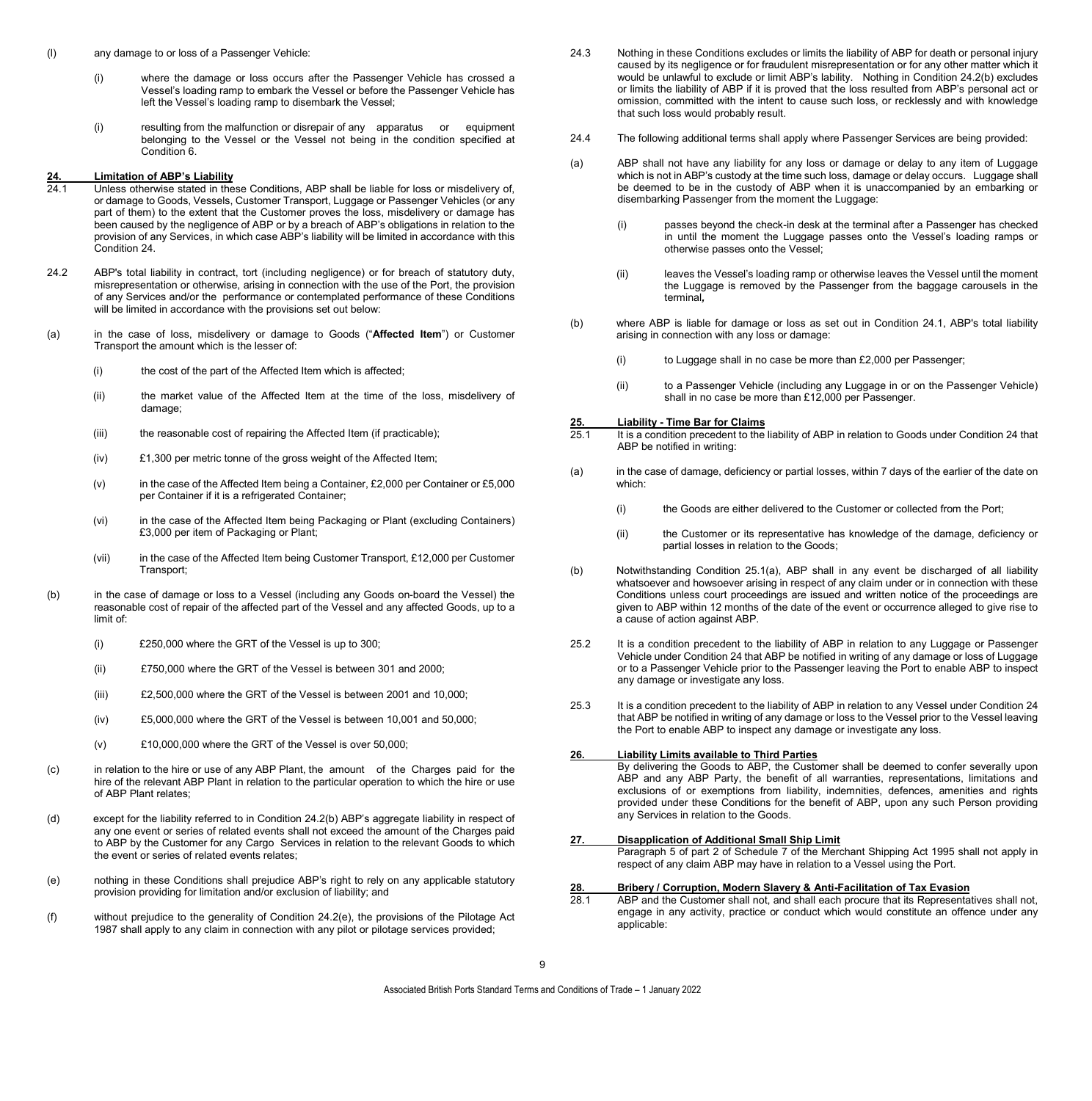(l) any damage to or loss of a Passenger Vehicle:

(i) where the damage or loss occurs after the Passenger Vehicle has crossed a Vessel's loading ramp to embark the Vessel or before the Passenger Vehicle has left the Vessel's loading ramp to disembark the Vessel;

(i) resulting from the malfunction or disrepair of any apparatus or equipment belonging to the Vessel or the Vessel not being in the condition specified at Condition 6.

## 24. Limitation of ABP's Liability

24.1 Unless otherwise stated in these Conditions, ABP shall be liable for loss or misdelivery of, or damage to Goods, Vessels, Customer Transport, Luggage or Passenger Vehicles (or any part of them) to the extent that the Customer proves the loss, misdelivery or damage has been caused by the negligence of ABP or by a breach of ABP's obligations in relation to the provision of any Services, in which case ABP's liability will be limited in accordance with this Condition 24.

24.2 ABP's total liability in contract, tort (including negligence) or for breach of statutory duty, misrepresentation or otherwise, arising in connection with the use of the Port, the provision of any Services and/or the performance or contemplated performance of these Conditions will be limited in accordance with the provisions set out below:

(a) in the case of loss, misdelivery or damage to Goods ("**Affected Item**") or Customer Transport the amount which is the lesser of:

(i) the cost of the part of the Affected Item which is affected;

(ii) the market value of the Affected Item at the time of the loss, misdelivery of damage;

(iii) the reasonable cost of repairing the Affected Item (if practicable);

(iv) £1,300 per metric tonne of the gross weight of the Affected Item;

(v) in the case of the Affected Item being a Container, £2,000 per Container or £5,000 per Container if it is a refrigerated Container;

(vi) in the case of the Affected Item being Packaging or Plant (excluding Containers) £3,000 per item of Packaging or Plant;

(vii) in the case of the Affected Item being Customer Transport, £12,000 per Customer Transport;

(b) in the case of damage or loss to a Vessel (including any Goods on-board the Vessel) the reasonable cost of repair of the affected part of the Vessel and any affected Goods, up to a limit of:

(i) £250,000 where the GRT of the Vessel is up to 300;

(ii) £750,000 where the GRT of the Vessel is between 301 and 2000;

(iii) £2,500,000 where the GRT of the Vessel is between 2001 and 10,000;

(iv) £5,000,000 where the GRT of the Vessel is between 10,001 and 50,000;

(v) £10,000,000 where the GRT of the Vessel is over 50,000;

(c) in relation to the hire or use of any ABP Plant, the amount of the Charges paid for the hire of the relevant ABP Plant in relation to the particular operation to which the hire or use of ABP Plant relates;

(d) except for the liability referred to in Condition 24.2(b) ABP's aggregate liability in respect of any one event or series of related events shall not exceed the amount of the Charges paid to ABP by the Customer for any Cargo Services in relation to the relevant Goods to which the event or series of related events relates;

(e) nothing in these Conditions shall prejudice ABP's right to rely on any applicable statutory provision providing for limitation and/or exclusion of liability; and

(f) without prejudice to the generality of Condition 24.2(e), the provisions of the Pilotage Act 1987 shall apply to any claim in connection with any pilot or pilotage services provided;

24.3 Nothing in these Conditions excludes or limits the liability of ABP for death or personal injury caused by its negligence or for fraudulent misrepresentation or for any other matter which it would be unlawful to exclude or limit ABP's liability. Nothing in Condition 24.2(b) excludes or limits the liability of ABP if it is proved that the loss resulted from ABP's personal act or omission, committed with the intent to cause such loss, or recklessly and with knowledge that such loss would probably result.

24.4 The following additional terms shall apply where Passenger Services are being provided:

(a) ABP shall not have any liability for any loss or damage or delay to any item of Luggage which is not in ABP's custody at the time such loss, damage or delay occurs. Luggage shall be deemed to be in the custody of ABP when it is unaccompanied by an embarking or disembarking Passenger from the moment the Luggage:

(i) passes beyond the check-in desk at the terminal after a Passenger has checked in until the moment the Luggage passes onto the Vessel's loading ramps or otherwise passes onto the Vessel;

(ii) leaves the Vessel's loading ramp or otherwise leaves the Vessel until the moment the Luggage is removed by the Passenger from the baggage carousels in the terminal**,**

(b) where ABP is liable for damage or loss as set out in Condition 24.1, ABP's total liability arising in connection with any loss or damage:

(i) to Luggage shall in no case be more than £2,000 per Passenger;

(ii) to a Passenger Vehicle (including any Luggage in or on the Passenger Vehicle) shall in no case be more than £12,000 per Passenger.

## 25. Liability - Time Bar for Claims

25.1 It is a condition precedent to the liability of ABP in relation to Goods under Condition 24 that ABP be notified in writing:

(a) in the case of damage, deficiency or partial losses, within 7 days of the earlier of the date on which:

(i) the Goods are either delivered to the Customer or collected from the Port;

(ii) the Customer or its representative has knowledge of the damage, deficiency or partial losses in relation to the Goods;

(b) Notwithstanding Condition 25.1(a), ABP shall in any event be discharged of all liability whatsoever and howsoever arising in respect of any claim under or in connection with these Conditions unless court proceedings are issued and written notice of the proceedings are given to ABP within 12 months of the date of the event or occurrence alleged to give rise to a cause of action against ABP.

25.2 It is a condition precedent to the liability of ABP in relation to any Luggage or Passenger Vehicle under Condition 24 that ABP be notified in writing of any damage or loss of Luggage or to a Passenger Vehicle prior to the Passenger leaving the Port to enable ABP to inspect any damage or investigate any loss.

25.3 It is a condition precedent to the liability of ABP in relation to any Vessel under Condition 24 that ABP be notified in writing of any damage or loss to the Vessel prior to the Vessel leaving the Port to enable ABP to inspect any damage or investigate any loss.

## 26. Liability Limits available to Third Parties

By delivering the Goods to ABP, the Customer shall be deemed to confer severally upon ABP and any ABP Party, the benefit of all warranties, representations, limitations and exclusions of or exemptions from liability, indemnities, defences, amenities and rights provided under these Conditions for the benefit of ABP, upon any such Person providing any Services in relation to the Goods.

## 27. Disapplication of Additional Small Ship Limit

Paragraph 5 of part 2 of Schedule 7 of the Merchant Shipping Act 1995 shall not apply in respect of any claim ABP may have in relation to a Vessel using the Port.

## 28. Bribery / Corruption, Modern Slavery & Anti-Facilitation of Tax Evasion

28.1 ABP and the Customer shall not, and shall each procure that its Representatives shall not, engage in any activity, practice or conduct which would constitute an offence under any applicable: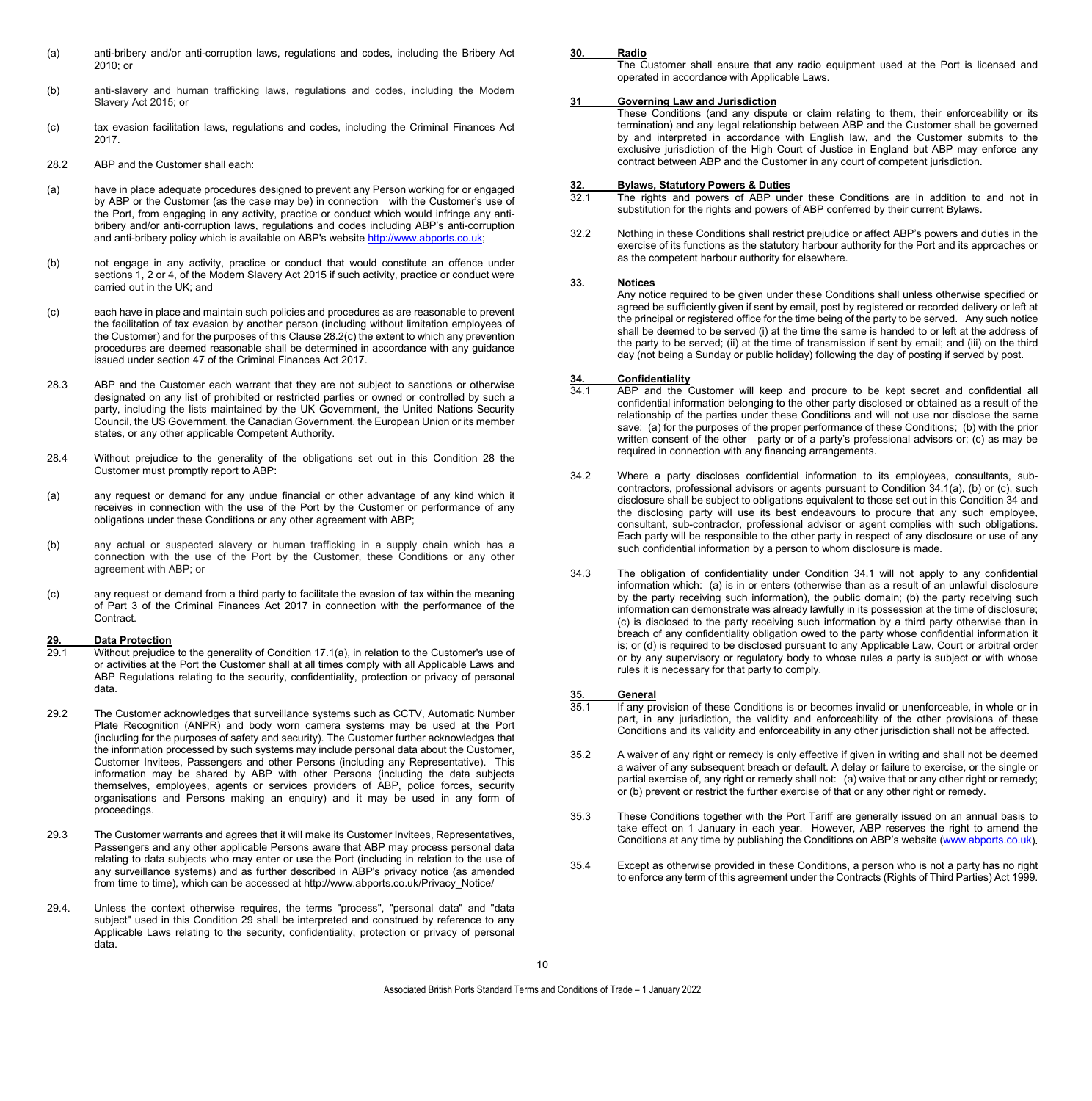(a) anti-bribery and/or anti-corruption laws, regulations and codes, including the Bribery Act 2010; or

(b) anti-slavery and human trafficking laws, regulations and codes, including the Modern Slavery Act 2015; or

(c) tax evasion facilitation laws, regulations and codes, including the Criminal Finances Act 2017.

28.2 ABP and the Customer shall each:

(a) have in place adequate procedures designed to prevent any Person working for or engaged by ABP or the Customer (as the case may be) in connection with the Customer's use of the Port, from engaging in any activity, practice or conduct which would infringe any anti-bribery and/or anti-corruption laws, regulations and codes including ABP's anti-corruption and anti-bribery policy which is available on ABP's website http://www.abports.co.uk;

(b) not engage in any activity, practice or conduct that would constitute an offence under sections 1, 2 or 4, of the Modern Slavery Act 2015 if such activity, practice or conduct were carried out in the UK; and

(c) each have in place and maintain such policies and procedures as are reasonable to prevent the facilitation of tax evasion by another person (including without limitation employees of the Customer) and for the purposes of this Clause 28.2(c) the extent to which any prevention procedures are deemed reasonable shall be determined in accordance with any guidance issued under section 47 of the Criminal Finances Act 2017.

28.3 ABP and the Customer each warrant that they are not subject to sanctions or otherwise designated on any list of prohibited or restricted parties or owned or controlled by such a party, including the lists maintained by the UK Government, the United Nations Security Council, the US Government, the Canadian Government, the European Union or its member states, or any other applicable Competent Authority.

28.4 Without prejudice to the generality of the obligations set out in this Condition 28 the Customer must promptly report to ABP:

(a) any request or demand for any undue financial or other advantage of any kind which it receives in connection with the use of the Port by the Customer or performance of any obligations under these Conditions or any other agreement with ABP;

(b) any actual or suspected slavery or human trafficking in a supply chain which has a connection with the use of the Port by the Customer, these Conditions or any other agreement with ABP; or

(c) any request or demand from a third party to facilitate the evasion of tax within the meaning of Part 3 of the Criminal Finances Act 2017 in connection with the performance of the Contract.

## 29. Data Protection

29.1 Without prejudice to the generality of Condition 17.1(a), in relation to the Customer's use of or activities at the Port the Customer shall at all times comply with all Applicable Laws and ABP Regulations relating to the security, confidentiality, protection or privacy of personal data.

29.2 The Customer acknowledges that surveillance systems such as CCTV, Automatic Number Plate Recognition (ANPR) and body worn camera systems may be used at the Port (including for the purposes of safety and security). The Customer further acknowledges that the information processed by such systems may include personal data about the Customer, Customer Invitees, Passengers and other Persons (including any Representative). This information may be shared by ABP with other Persons (including the data subjects themselves, employees, agents or services providers of ABP, police forces, security organisations and Persons making an enquiry) and it may be used in any form of proceedings.

29.3 The Customer warrants and agrees that it will make its Customer Invitees, Representatives, Passengers and any other applicable Persons aware that ABP may process personal data relating to data subjects who may enter or use the Port (including in relation to the use of any surveillance systems) and as further described in ABP's privacy notice (as amended from time to time), which can be accessed at http://www.abports.co.uk/Privacy_Notice/

29.4. Unless the context otherwise requires, the terms "process", "personal data" and "data subject" used in this Condition 29 shall be interpreted and construed by reference to any Applicable Laws relating to the security, confidentiality, protection or privacy of personal data.

## 30. Radio

The Customer shall ensure that any radio equipment used at the Port is licensed and operated in accordance with Applicable Laws.

## 31 Governing Law and Jurisdiction

These Conditions (and any dispute or claim relating to them, their enforceability or its termination) and any legal relationship between ABP and the Customer shall be governed by and interpreted in accordance with English law, and the Customer submits to the exclusive jurisdiction of the High Court of Justice in England but ABP may enforce any contract between ABP and the Customer in any court of competent jurisdiction.

## 32. Bylaws, Statutory Powers & Duties

32.1 The rights and powers of ABP under these Conditions are in addition to and not in substitution for the rights and powers of ABP conferred by their current Bylaws.

32.2 Nothing in these Conditions shall restrict prejudice or affect ABP's powers and duties in the exercise of its functions as the statutory harbour authority for the Port and its approaches or as the competent harbour authority for elsewhere.

## 33. Notices

Any notice required to be given under these Conditions shall unless otherwise specified or agreed be sufficiently given if sent by email, post by registered or recorded delivery or left at the principal or registered office for the time being of the party to be served. Any such notice shall be deemed to be served (i) at the time the same is handed to or left at the address of the party to be served; (ii) at the time of transmission if sent by email; and (iii) on the third day (not being a Sunday or public holiday) following the day of posting if served by post.

## 34. Confidentiality

34.1 ABP and the Customer will keep and procure to be kept secret and confidential all confidential information belonging to the other party disclosed or obtained as a result of the relationship of the parties under these Conditions and will not use nor disclose the same save: (a) for the purposes of the proper performance of these Conditions; (b) with the prior written consent of the other party or of a party's professional advisors or; (c) as may be required in connection with any financing arrangements.

34.2 Where a party discloses confidential information to its employees, consultants, sub-contractors, professional advisors or agents pursuant to Condition 34.1(a), (b) or (c), such disclosure shall be subject to obligations equivalent to those set out in this Condition 34 and the disclosing party will use its best endeavours to procure that any such employee, consultant, sub-contractor, professional advisor or agent complies with such obligations. Each party will be responsible to the other party in respect of any disclosure or use of any such confidential information by a person to whom disclosure is made.

34.3 The obligation of confidentiality under Condition 34.1 will not apply to any confidential information which: (a) is in or enters (otherwise than as a result of an unlawful disclosure by the party receiving such information), the public domain; (b) the party receiving such information can demonstrate was already lawfully in its possession at the time of disclosure; (c) is disclosed to the party receiving such information by a third party otherwise than in breach of any confidentiality obligation owed to the party whose confidential information it is; or (d) is required to be disclosed pursuant to any Applicable Law, Court or arbitral order or by any supervisory or regulatory body to whose rules a party is subject or with whose rules it is necessary for that party to comply.

## 35. General

35.1 If any provision of these Conditions is or becomes invalid or unenforceable, in whole or in part, in any jurisdiction, the validity and enforceability of the other provisions of these Conditions and its validity and enforceability in any other jurisdiction shall not be affected.

35.2 A waiver of any right or remedy is only effective if given in writing and shall not be deemed a waiver of any subsequent breach or default. A delay or failure to exercise, or the single or partial exercise of, any right or remedy shall not: (a) waive that or any other right or remedy; or (b) prevent or restrict the further exercise of that or any other right or remedy.

35.3 These Conditions together with the Port Tariff are generally issued on an annual basis to take effect on 1 January in each year. However, ABP reserves the right to amend the Conditions at any time by publishing the Conditions on ABP's website (www.abports.co.uk).

35.4 Except as otherwise provided in these Conditions, a person who is not a party has no right to enforce any term of this agreement under the Contracts (Rights of Third Parties) Act 1999.